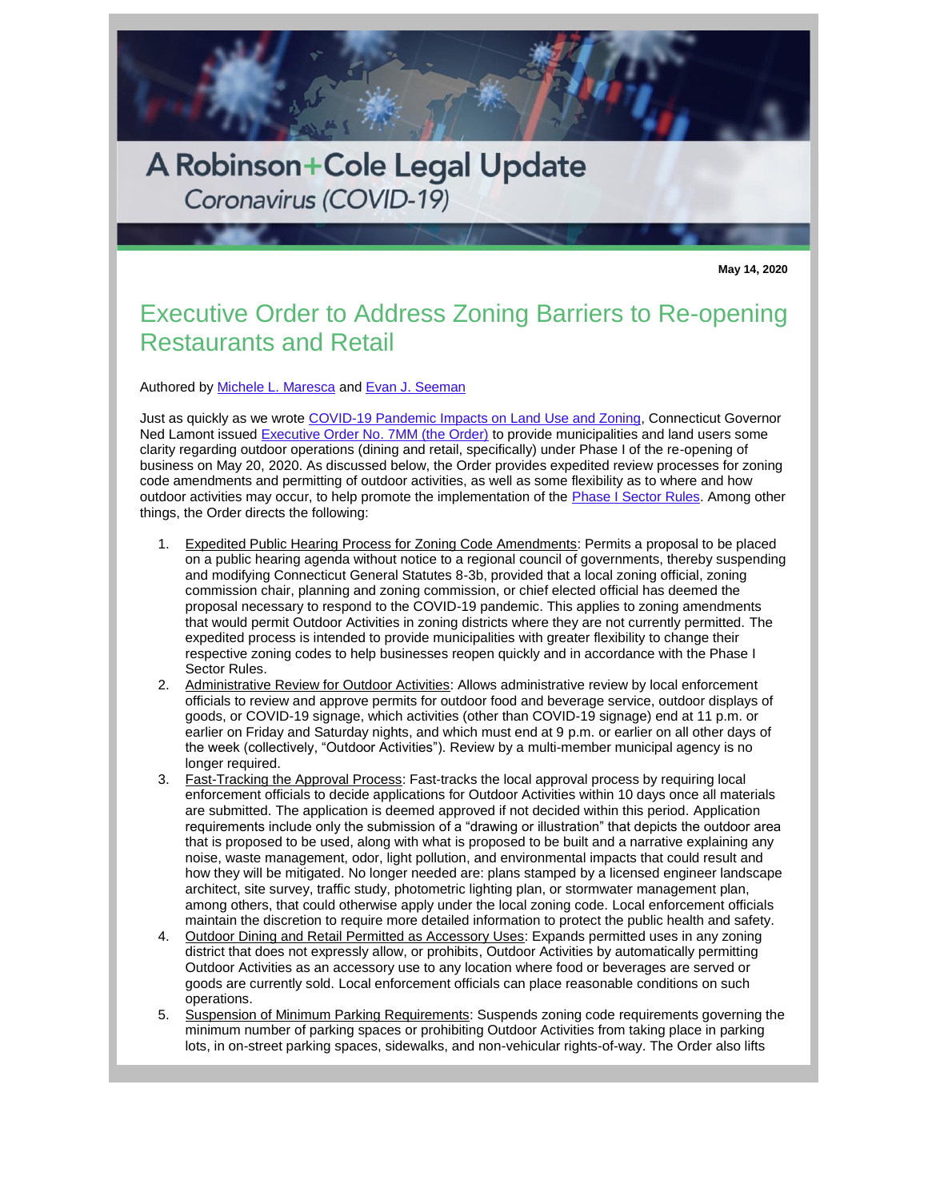A Robinson+Cole Legal Update

*Coronavirus (COVID-19)*

**May 14, 2020**

# Executive Order to Address Zoning Barriers to Re-opening Restaurants and Retail

Authored by Michele L. Maresca and Evan J. Seeman

Just as quickly as we wrote COVID-19 Pandemic Impacts on Land Use and Zoning, Connecticut Governor Ned Lamont issued Executive Order No. 7MM (the Order) to provide municipalities and land users some clarity regarding outdoor operations (dining and retail, specifically) under Phase I of the re-opening of business on May 20, 2020. As discussed below, the Order provides expedited review processes for zoning code amendments and permitting of outdoor activities, as well as some flexibility as to where and how outdoor activities may occur, to help promote the implementation of the Phase I Sector Rules. Among other things, the Order directs the following:

1. Expedited Public Hearing Process for Zoning Code Amendments: Permits a proposal to be placed on a public hearing agenda without notice to a regional council of governments, thereby suspending and modifying Connecticut General Statutes 8-3b, provided that a local zoning official, zoning commission chair, planning and zoning commission, or chief elected official has deemed the proposal necessary to respond to the COVID-19 pandemic. This applies to zoning amendments that would permit Outdoor Activities in zoning districts where they are not currently permitted. The expedited process is intended to provide municipalities with greater flexibility to change their respective zoning codes to help businesses reopen quickly and in accordance with the Phase I Sector Rules.
2. Administrative Review for Outdoor Activities: Allows administrative review by local enforcement officials to review and approve permits for outdoor food and beverage service, outdoor displays of goods, or COVID-19 signage, which activities (other than COVID-19 signage) end at 11 p.m. or earlier on Friday and Saturday nights, and which must end at 9 p.m. or earlier on all other days of the week (collectively, "Outdoor Activities"). Review by a multi-member municipal agency is no longer required.
3. Fast-Tracking the Approval Process: Fast-tracks the local approval process by requiring local enforcement officials to decide applications for Outdoor Activities within 10 days once all materials are submitted. The application is deemed approved if not decided within this period. Application requirements include only the submission of a "drawing or illustration" that depicts the outdoor area that is proposed to be used, along with what is proposed to be built and a narrative explaining any noise, waste management, odor, light pollution, and environmental impacts that could result and how they will be mitigated. No longer needed are: plans stamped by a licensed engineer landscape architect, site survey, traffic study, photometric lighting plan, or stormwater management plan, among others, that could otherwise apply under the local zoning code. Local enforcement officials maintain the discretion to require more detailed information to protect the public health and safety.
4. Outdoor Dining and Retail Permitted as Accessory Uses: Expands permitted uses in any zoning district that does not expressly allow, or prohibits, Outdoor Activities by automatically permitting Outdoor Activities as an accessory use to any location where food or beverages are served or goods are currently sold. Local enforcement officials can place reasonable conditions on such operations.
5. Suspension of Minimum Parking Requirements: Suspends zoning code requirements governing the minimum number of parking spaces or prohibiting Outdoor Activities from taking place in parking lots, in on-street parking spaces, sidewalks, and non-vehicular rights-of-way. The Order also lifts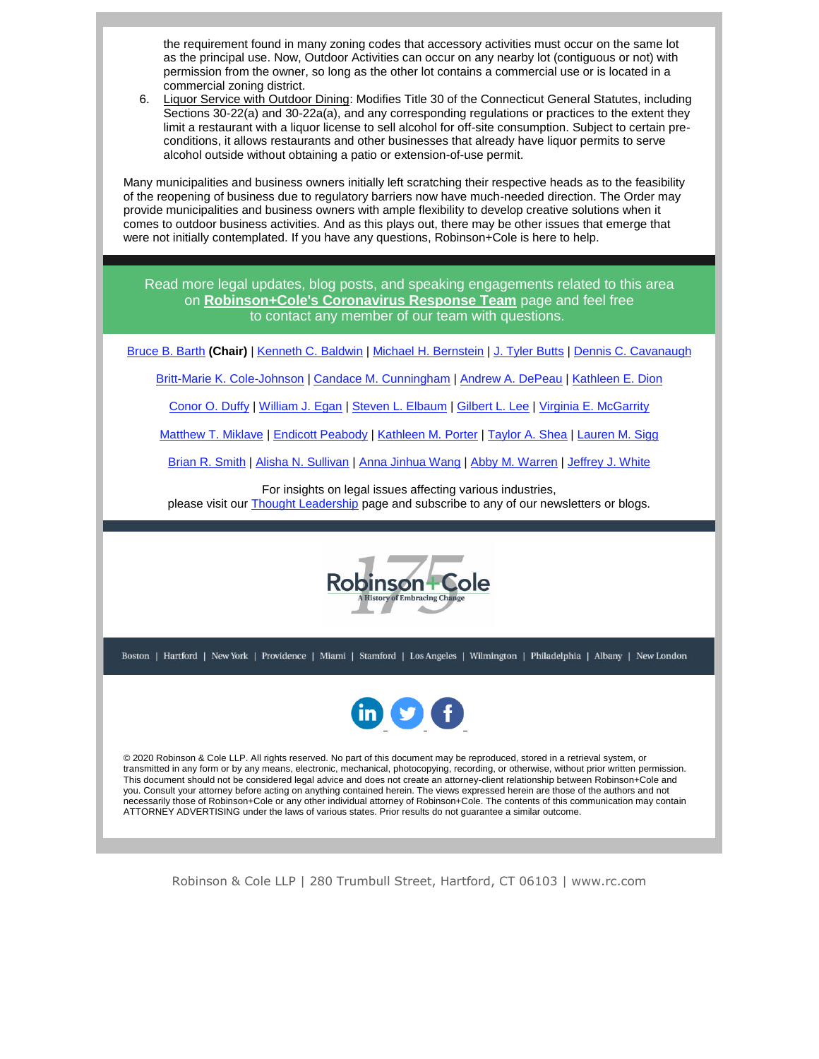the requirement found in many zoning codes that accessory activities must occur on the same lot as the principal use. Now, Outdoor Activities can occur on any nearby lot (contiguous or not) with permission from the owner, so long as the other lot contains a commercial use or is located in a commercial zoning district.

6. Liquor Service with Outdoor Dining: Modifies Title 30 of the Connecticut General Statutes, including Sections 30-22(a) and 30-22a(a), and any corresponding regulations or practices to the extent they limit a restaurant with a liquor license to sell alcohol for off-site consumption. Subject to certain pre-conditions, it allows restaurants and other businesses that already have liquor permits to serve alcohol outside without obtaining a patio or extension-of-use permit.

Many municipalities and business owners initially left scratching their respective heads as to the feasibility of the reopening of business due to regulatory barriers now have much-needed direction. The Order may provide municipalities and business owners with ample flexibility to develop creative solutions when it comes to outdoor business activities. And as this plays out, there may be other issues that emerge that were not initially contemplated. If you have any questions, Robinson+Cole is here to help.

Read more legal updates, blog posts, and speaking engagements related to this area on **Robinson+Cole's Coronavirus Response Team** page and feel free to contact any member of our team with questions.

Bruce B. Barth **(Chair)** | Kenneth C. Baldwin | Michael H. Bernstein | J. Tyler Butts | Dennis C. Cavanaugh

Britt-Marie K. Cole-Johnson | Candace M. Cunningham | Andrew A. DePeau | Kathleen E. Dion

Conor O. Duffy | William J. Egan | Steven L. Elbaum | Gilbert L. Lee | Virginia E. McGarrity

Matthew T. Miklave | Endicott Peabody | Kathleen M. Porter | Taylor A. Shea | Lauren M. Sigg

Brian R. Smith | Alisha N. Sullivan | Anna Jinhua Wang | Abby M. Warren | Jeffrey J. White

For insights on legal issues affecting various industries, please visit our Thought Leadership page and subscribe to any of our newsletters or blogs.

Robinson+Cole
A History of Embracing Change

Boston | Hartford | New York | Providence | Miami | Stamford | Los Angeles | Wilmington | Philadelphia | Albany | New London

© 2020 Robinson & Cole LLP. All rights reserved. No part of this document may be reproduced, stored in a retrieval system, or transmitted in any form or by any means, electronic, mechanical, photocopying, recording, or otherwise, without prior written permission. This document should not be considered legal advice and does not create an attorney-client relationship between Robinson+Cole and you. Consult your attorney before acting on anything contained herein. The views expressed herein are those of the authors and not necessarily those of Robinson+Cole or any other individual attorney of Robinson+Cole. The contents of this communication may contain ATTORNEY ADVERTISING under the laws of various states. Prior results do not guarantee a similar outcome.

Robinson & Cole LLP | 280 Trumbull Street, Hartford, CT 06103 | www.rc.com